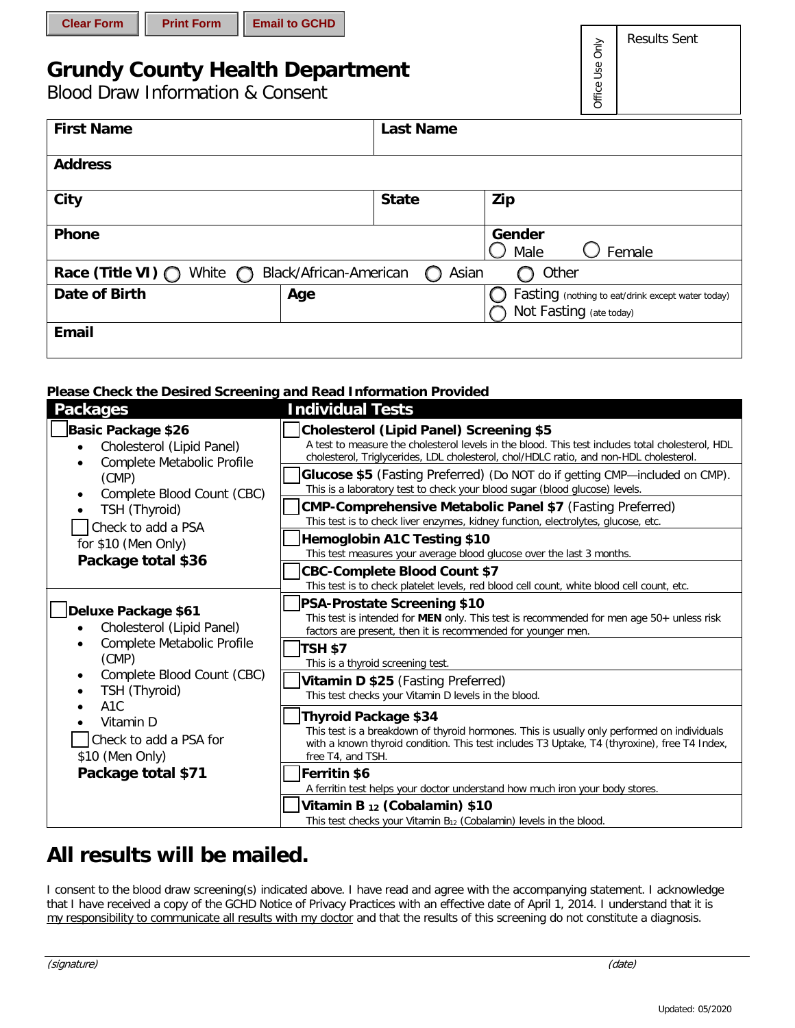Clear Form | Print Form | Email to GCHD

| Office Use Only | Results Sent |
|---|---|

# Grundy County Health Department

Blood Draw Information & Consent

| **First Name** | | **Last Name** |
|---|---|---|
| **Address** | | |
| **City** | **State** | **Zip** |
| **Phone** | | **Gender** ◯ Male ◯ Female |
| **Race (Title VI)** ◯ White ◯ Black/African-American ◯ Asian ◯ Other | | |
| **Date of Birth** | **Age** | ◯ Fasting (nothing to eat/drink except water today) ◯ Not Fasting (ate today) |
| **Email** | | |

**Please Check the Desired Screening and Read Information Provided**

| Packages | Individual Tests |
|---|---|
| ☐ **Basic Package $26**<br>• Cholesterol (Lipid Panel)<br>• Complete Metabolic Profile (CMP)<br>• Complete Blood Count (CBC)<br>• TSH (Thyroid)<br>☐ Check to add a PSA for $10 (Men Only)<br>**Package total $36** | ☐ **Cholesterol (Lipid Panel) Screening $5**<br>A test to measure the cholesterol levels in the blood. This test includes total cholesterol, HDL cholesterol, Triglycerides, LDL cholesterol, chol/HDLC ratio, and non-HDL cholesterol.<br>☐ **Glucose $5** (Fasting Preferred) (Do NOT do if getting CMP—included on CMP).<br>This is a laboratory test to check your blood sugar (blood glucose) levels.<br>☐ **CMP-Comprehensive Metabolic Panel $7** (Fasting Preferred)<br>This test is to check liver enzymes, kidney function, electrolytes, glucose, etc.<br>☐ **Hemoglobin A1C Testing $10**<br>This test measures your average blood glucose over the last 3 months.<br>☐ **CBC-Complete Blood Count $7**<br>This test is to check platelet levels, red blood cell count, white blood cell count, etc. |
| ☐ **Deluxe Package $61**<br>• Cholesterol (Lipid Panel)<br>• Complete Metabolic Profile (CMP)<br>• Complete Blood Count (CBC)<br>• TSH (Thyroid)<br>• A1C<br>• Vitamin D<br>☐ Check to add a PSA for $10 (Men Only)<br>**Package total $71** | ☐ **PSA-Prostate Screening $10**<br>This test is intended for **MEN** only. This test is recommended for men age 50+ unless risk factors are present, then it is recommended for younger men.<br>☐ **TSH $7**<br>This is a thyroid screening test.<br>☐ **Vitamin D $25** (Fasting Preferred)<br>This test checks your Vitamin D levels in the blood.<br>☐ **Thyroid Package $34**<br>This test is a breakdown of thyroid hormones. This is usually only performed on individuals with a known thyroid condition. This test includes T3 Uptake, T4 (thyroxine), free T4 Index, free T4, and TSH.<br>☐ **Ferritin $6**<br>A ferritin test helps your doctor understand how much iron your body stores.<br>☐ **Vitamin $B_{12}$ (Cobalamin) $10**<br>This test checks your Vitamin $B_{12}$ (Cobalamin) levels in the blood. |

# All results will be mailed.

I consent to the blood draw screening(s) indicated above. I have read and agree with the accompanying statement. I acknowledge that I have received a copy of the GCHD Notice of Privacy Practices with an effective date of April 1, 2014. I understand that it is my responsibility to communicate all results with my doctor and that the results of this screening do not constitute a diagnosis.

_(signature)_ _(date)_

Updated: 05/2020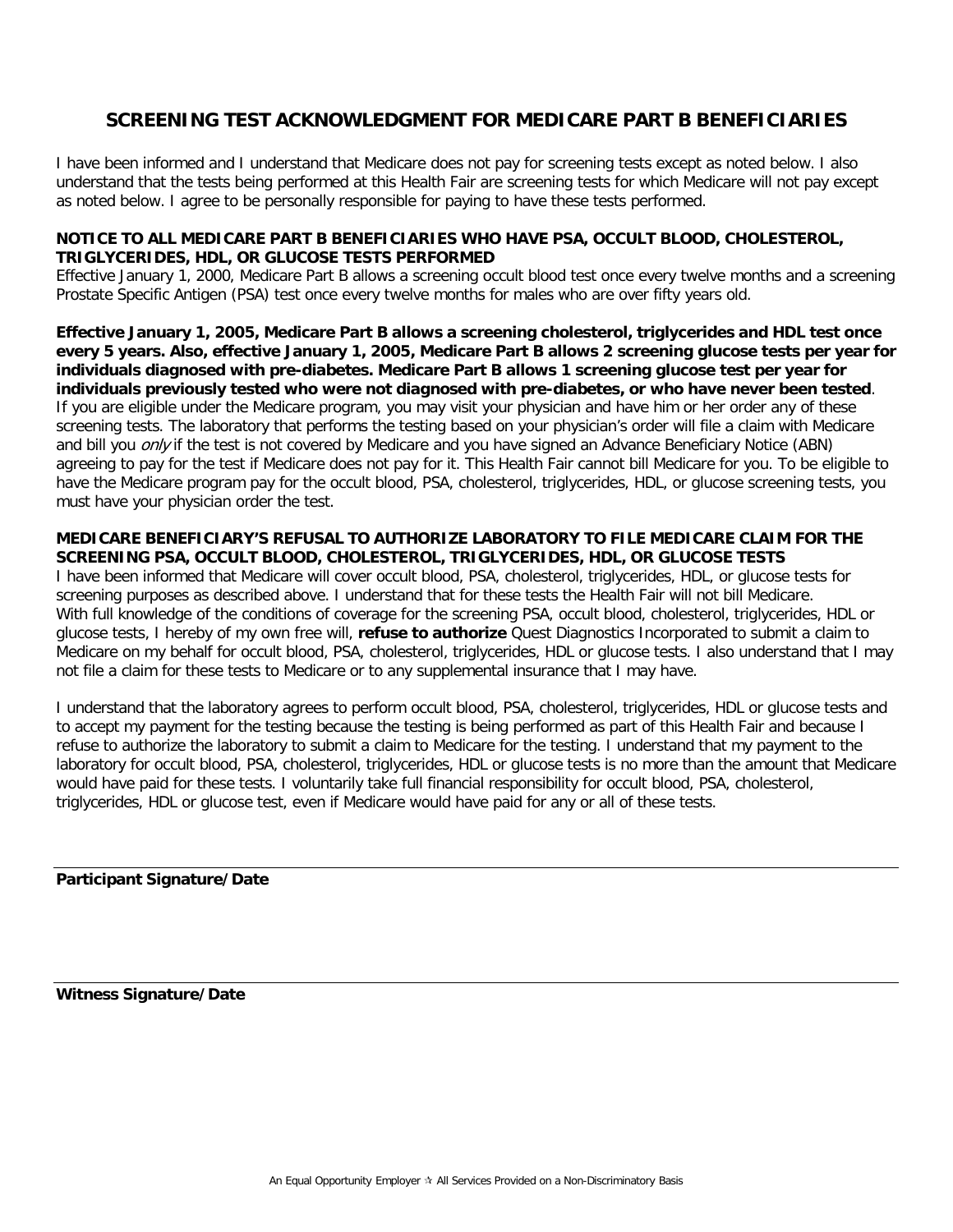# SCREENING TEST ACKNOWLEDGMENT FOR MEDICARE PART B BENEFICIARIES

I have been informed and I understand that Medicare does not pay for screening tests except as noted below. I also understand that the tests being performed at this Health Fair are screening tests for which Medicare will not pay except as noted below. I agree to be personally responsible for paying to have these tests performed.

**NOTICE TO ALL MEDICARE PART B BENEFICIARIES WHO HAVE PSA, OCCULT BLOOD, CHOLESTEROL, TRIGLYCERIDES, HDL, OR GLUCOSE TESTS PERFORMED**

Effective January 1, 2000, Medicare Part B allows a screening occult blood test once every twelve months and a screening Prostate Specific Antigen (PSA) test once every twelve months for males who are over fifty years old.

**Effective January 1, 2005, Medicare Part B allows a screening cholesterol, triglycerides and HDL test once every 5 years. Also, effective January 1, 2005, Medicare Part B allows 2 screening glucose tests per year for individuals diagnosed with pre-diabetes. Medicare Part B allows 1 screening glucose test per year for individuals previously tested who were not diagnosed with pre-diabetes, or who have never been tested**. If you are eligible under the Medicare program, you may visit your physician and have him or her order any of these screening tests. The laboratory that performs the testing based on your physician's order will file a claim with Medicare and bill you *only* if the test is not covered by Medicare and you have signed an Advance Beneficiary Notice (ABN) agreeing to pay for the test if Medicare does not pay for it. This Health Fair cannot bill Medicare for you. To be eligible to have the Medicare program pay for the occult blood, PSA, cholesterol, triglycerides, HDL, or glucose screening tests, you must have your physician order the test.

**MEDICARE BENEFICIARY'S REFUSAL TO AUTHORIZE LABORATORY TO FILE MEDICARE CLAIM FOR THE SCREENING PSA, OCCULT BLOOD, CHOLESTEROL, TRIGLYCERIDES, HDL, OR GLUCOSE TESTS**

I have been informed that Medicare will cover occult blood, PSA, cholesterol, triglycerides, HDL, or glucose tests for screening purposes as described above. I understand that for these tests the Health Fair will not bill Medicare. With full knowledge of the conditions of coverage for the screening PSA, occult blood, cholesterol, triglycerides, HDL or glucose tests, I hereby of my own free will, **refuse to authorize** Quest Diagnostics Incorporated to submit a claim to Medicare on my behalf for occult blood, PSA, cholesterol, triglycerides, HDL or glucose tests. I also understand that I may not file a claim for these tests to Medicare or to any supplemental insurance that I may have.

I understand that the laboratory agrees to perform occult blood, PSA, cholesterol, triglycerides, HDL or glucose tests and to accept my payment for the testing because the testing is being performed as part of this Health Fair and because I refuse to authorize the laboratory to submit a claim to Medicare for the testing. I understand that my payment to the laboratory for occult blood, PSA, cholesterol, triglycerides, HDL or glucose tests is no more than the amount that Medicare would have paid for these tests. I voluntarily take full financial responsibility for occult blood, PSA, cholesterol, triglycerides, HDL or glucose test, even if Medicare would have paid for any or all of these tests.

---

**Participant Signature/Date**

---

**Witness Signature/Date**

An Equal Opportunity Employer ☆ All Services Provided on a Non-Discriminatory Basis